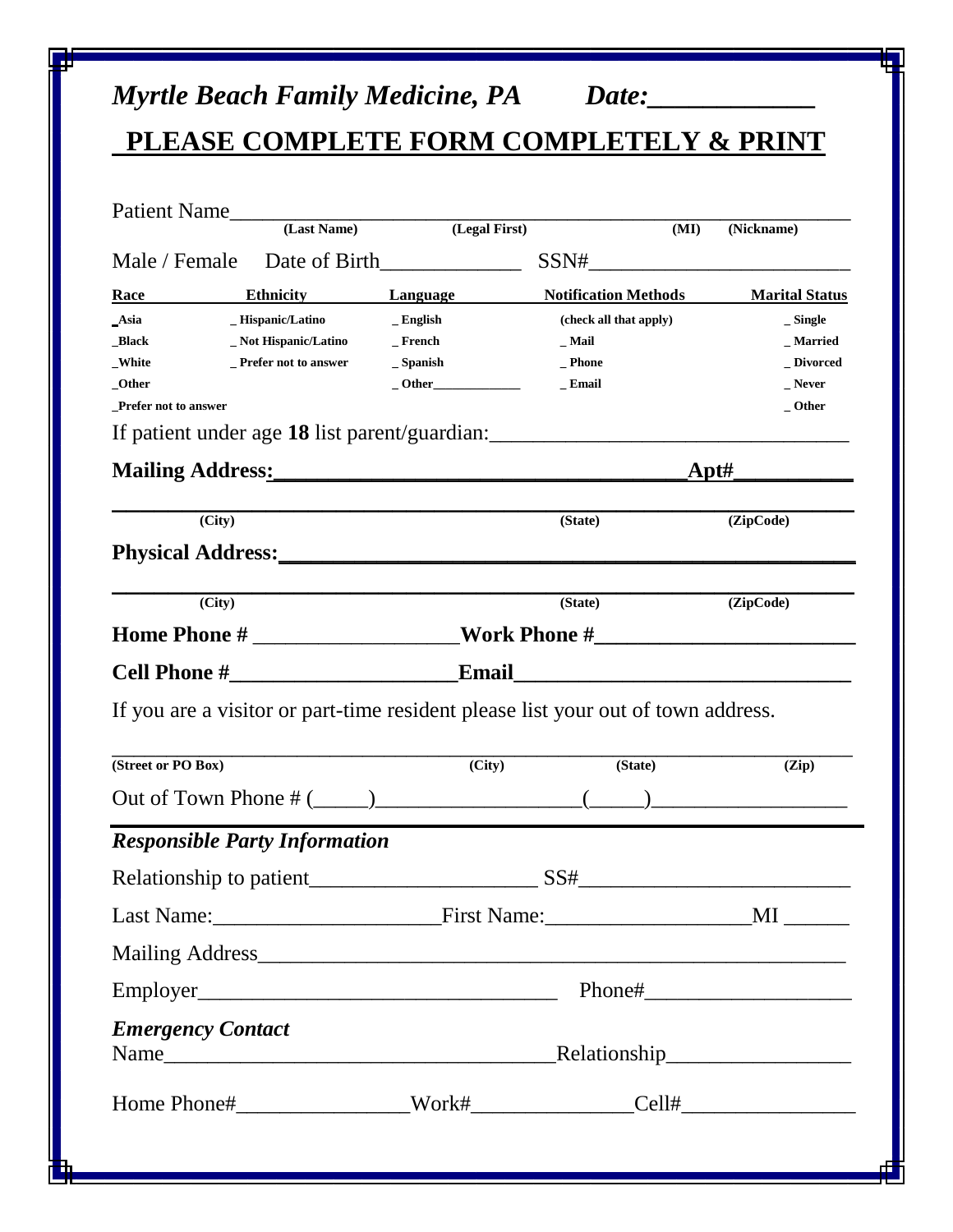*Myrtle Beach Family Medicine, PA* *Date:____________*

## PLEASE COMPLETE FORM COMPLETELY & PRINT

Patient Name_______________________________________________________________
**(Last Name)** **(Legal First)** **(MI)** **(Nickname)**

Male / Female Date of Birth_____________ SSN#_________________________

| Race | Ethnicity | Language | Notification Methods | Marital Status |
|---|---|---|---|---|
| _Asia | _ Hispanic/Latino | _ English | (check all that apply) | _ Single |
| _Black | _ Not Hispanic/Latino | _ French | _ Mail | _ Married |
| _White | _ Prefer not to answer | _ Spanish | _ Phone | _ Divorced |
| _Other | | _ Other_____________ | _ Email | _ Never |
| _Prefer not to answer | | | | _ Other |

If patient under age **18** list parent/guardian:________________________________

**Mailing Address:___________________________________Apt#__________**

_____________________________________________________________________
**(City)** **(State)** **(ZipCode)**

**Physical Address:___________________________________________________**

_____________________________________________________________________
**(City)** **(State)** **(ZipCode)**

**Home Phone #** __________________**Work Phone #______________________**

**Cell Phone #___________________Email_____________________________**

If you are a visitor or part-time resident please list your out of town address.

_____________________________________________________________________
**(Street or PO Box)** **(City)** **(State)** **(Zip)**

Out of Town Phone # (_____)__________________(_____)_________________

### *Responsible Party Information*

Relationship to patient____________________ SS#________________________

Last Name:____________________First Name:__________________MI ______

Mailing Address______________________________________________________

Employer________________________________ Phone#__________________

### *Emergency Contact*

Name___________________________________Relationship________________

Home Phone#_______________Work#______________Cell#_______________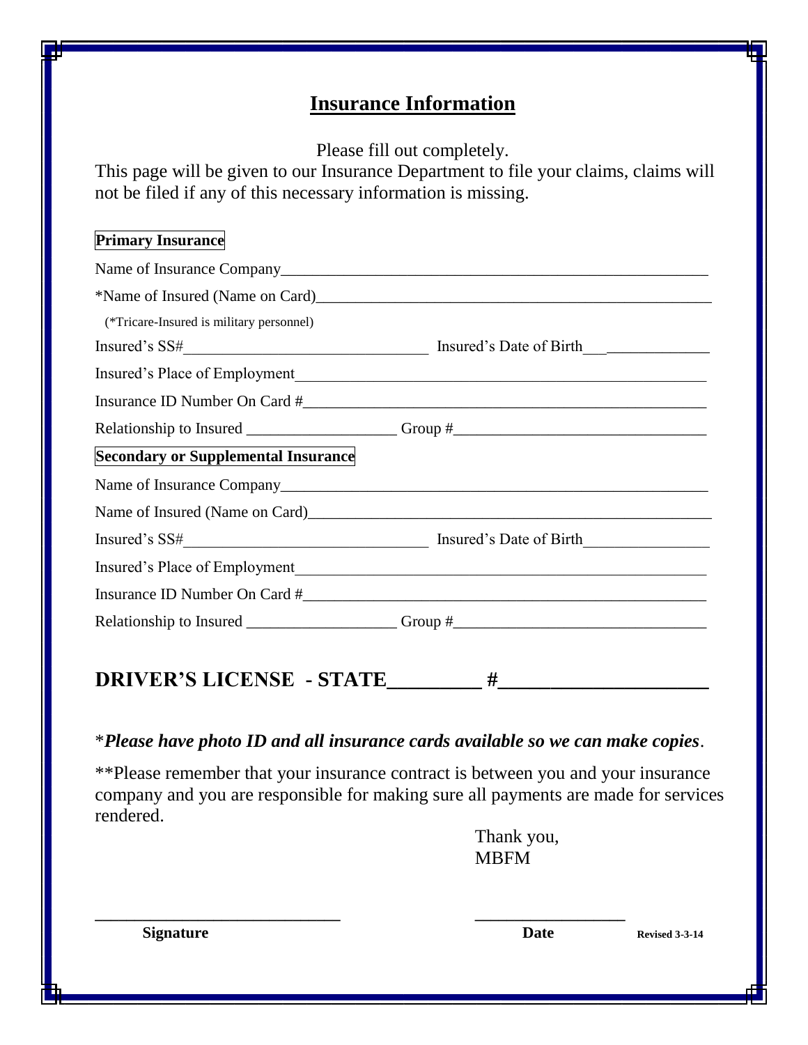# Insurance Information

Please fill out completely.

This page will be given to our Insurance Department to file your claims, claims will not be filed if any of this necessary information is missing.

**Primary Insurance**

Name of Insurance Company_______________________________________________

*Name of Insured (Name on Card)__________________________________________

(*Tricare-Insured is military personnel)

Insured's SS#_____________________________ Insured's Date of Birth________________

Insured's Place of Employment____________________________________________

Insurance ID Number On Card #___________________________________________

Relationship to Insured __________________ Group #____________________________

**Secondary or Supplemental Insurance**

Name of Insurance Company_______________________________________________

Name of Insured (Name on Card)___________________________________________

Insured's SS#_____________________________ Insured's Date of Birth________________

Insured's Place of Employment____________________________________________

Insurance ID Number On Card #___________________________________________

Relationship to Insured __________________ Group #____________________________

## DRIVER'S LICENSE - STATE_________ #____________________

**_*Please have photo ID and all insurance cards available so we can make copies_**.

**Please remember that your insurance contract is between you and your insurance company and you are responsible for making sure all payments are made for services rendered.

Thank you,
MBFM

_____________________________ _________________

**Signature** **Date** **Revised 3-3-14**